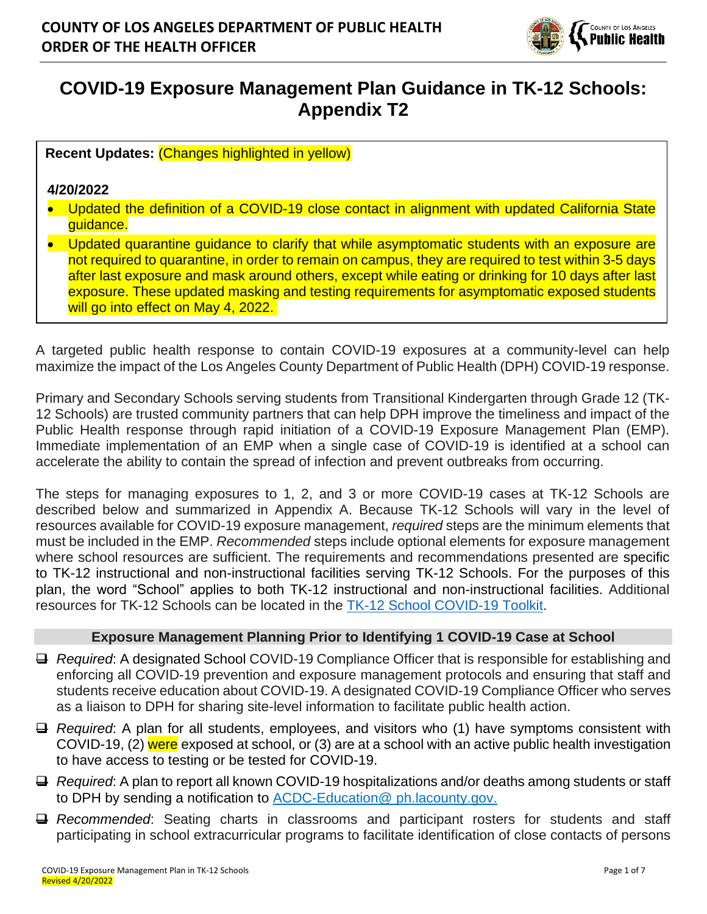**COUNTY OF LOS ANGELES DEPARTMENT OF PUBLIC HEALTH**
**ORDER OF THE HEALTH OFFICER**

# COVID-19 Exposure Management Plan Guidance in TK-12 Schools: Appendix T2

**Recent Updates:** (Changes highlighted in yellow)

**4/20/2022**

- Updated the definition of a COVID-19 close contact in alignment with updated California State guidance.
- Updated quarantine guidance to clarify that while asymptomatic students with an exposure are not required to quarantine, in order to remain on campus, they are required to test within 3-5 days after last exposure and mask around others, except while eating or drinking for 10 days after last exposure. These updated masking and testing requirements for asymptomatic exposed students will go into effect on May 4, 2022.

A targeted public health response to contain COVID-19 exposures at a community-level can help maximize the impact of the Los Angeles County Department of Public Health (DPH) COVID-19 response.

Primary and Secondary Schools serving students from Transitional Kindergarten through Grade 12 (TK-12 Schools) are trusted community partners that can help DPH improve the timeliness and impact of the Public Health response through rapid initiation of a COVID-19 Exposure Management Plan (EMP). Immediate implementation of an EMP when a single case of COVID-19 is identified at a school can accelerate the ability to contain the spread of infection and prevent outbreaks from occurring.

The steps for managing exposures to 1, 2, and 3 or more COVID-19 cases at TK-12 Schools are described below and summarized in Appendix A. Because TK-12 Schools will vary in the level of resources available for COVID-19 exposure management, *required* steps are the minimum elements that must be included in the EMP. *Recommended* steps include optional elements for exposure management where school resources are sufficient. The requirements and recommendations presented are specific to TK-12 instructional and non-instructional facilities serving TK-12 Schools. For the purposes of this plan, the word "School" applies to both TK-12 instructional and non-instructional facilities. Additional resources for TK-12 Schools can be located in the TK-12 School COVID-19 Toolkit.

## Exposure Management Planning Prior to Identifying 1 COVID-19 Case at School

- ☐ *Required*: A designated School COVID-19 Compliance Officer that is responsible for establishing and enforcing all COVID-19 prevention and exposure management protocols and ensuring that staff and students receive education about COVID-19. A designated COVID-19 Compliance Officer who serves as a liaison to DPH for sharing site-level information to facilitate public health action.
- ☐ *Required*: A plan for all students, employees, and visitors who (1) have symptoms consistent with COVID-19, (2) were exposed at school, or (3) are at a school with an active public health investigation to have access to testing or be tested for COVID-19.
- ☐ *Required*: A plan to report all known COVID-19 hospitalizations and/or deaths among students or staff to DPH by sending a notification to ACDC-Education@ ph.lacounty.gov.
- ☐ *Recommended*: Seating charts in classrooms and participant rosters for students and staff participating in school extracurricular programs to facilitate identification of close contacts of persons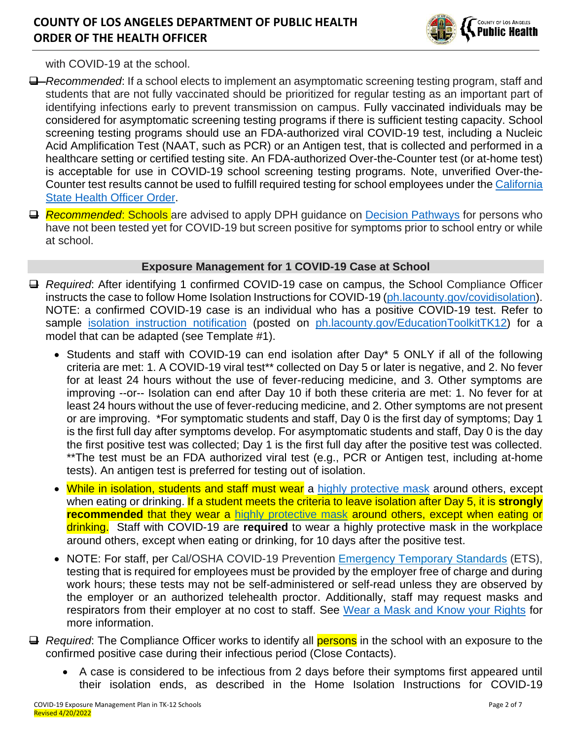with COVID-19 at the school.

- ❑ ~~*Recommended*~~: If a school elects to implement an asymptomatic screening testing program, staff and students that are not fully vaccinated should be prioritized for regular testing as an important part of identifying infections early to prevent transmission on campus. Fully vaccinated individuals may be considered for asymptomatic screening testing programs if there is sufficient testing capacity. School screening testing programs should use an FDA-authorized viral COVID-19 test, including a Nucleic Acid Amplification Test (NAAT, such as PCR) or an Antigen test, that is collected and performed in a healthcare setting or certified testing site. An FDA-authorized Over-the-Counter test (or at-home test) is acceptable for use in COVID-19 school screening testing programs. Note, unverified Over-the-Counter test results cannot be used to fulfill required testing for school employees under the [California State Health Officer Order](#).
- ❑ *Recommended*: Schools are advised to apply DPH guidance on [Decision Pathways](#) for persons who have not been tested yet for COVID-19 but screen positive for symptoms prior to school entry or while at school.

## Exposure Management for 1 COVID-19 Case at School

- ❑ *Required*: After identifying 1 confirmed COVID-19 case on campus, the School Compliance Officer instructs the case to follow Home Isolation Instructions for COVID-19 ([ph.lacounty.gov/covidisolation](#)). NOTE: a confirmed COVID-19 case is an individual who has a positive COVID-19 test. Refer to sample [isolation instruction notification](#) (posted on [ph.lacounty.gov/EducationToolkitTK12](#)) for a model that can be adapted (see Template #1).
  - Students and staff with COVID-19 can end isolation after Day* 5 ONLY if all of the following criteria are met: 1. A COVID-19 viral test** collected on Day 5 or later is negative, and 2. No fever for at least 24 hours without the use of fever-reducing medicine, and 3. Other symptoms are improving --or-- Isolation can end after Day 10 if both these criteria are met: 1. No fever for at least 24 hours without the use of fever-reducing medicine, and 2. Other symptoms are not present or are improving. *For symptomatic students and staff, Day 0 is the first day of symptoms; Day 1 is the first full day after symptoms develop. For asymptomatic students and staff, Day 0 is the day the first positive test was collected; Day 1 is the first full day after the positive test was collected. **The test must be an FDA authorized viral test (e.g., PCR or Antigen test, including at-home tests). An antigen test is preferred for testing out of isolation.
  - While in isolation, students and staff must wear a [highly protective mask](#) around others, except when eating or drinking. If a student meets the criteria to leave isolation after Day 5, it is **strongly recommended** that they wear a [highly protective mask](#) around others, except when eating or drinking. Staff with COVID-19 are **required** to wear a highly protective mask in the workplace around others, except when eating or drinking, for 10 days after the positive test.
  - NOTE: For staff, per Cal/OSHA COVID-19 Prevention [Emergency Temporary Standards](#) (ETS), testing that is required for employees must be provided by the employer free of charge and during work hours; these tests may not be self-administered or self-read unless they are observed by the employer or an authorized telehealth proctor. Additionally, staff may request masks and respirators from their employer at no cost to staff. See [Wear a Mask and Know your Rights](#) for more information.
- ❑ *Required*: The Compliance Officer works to identify all persons in the school with an exposure to the confirmed positive case during their infectious period (Close Contacts).
  - A case is considered to be infectious from 2 days before their symptoms first appeared until their isolation ends, as described in the Home Isolation Instructions for COVID-19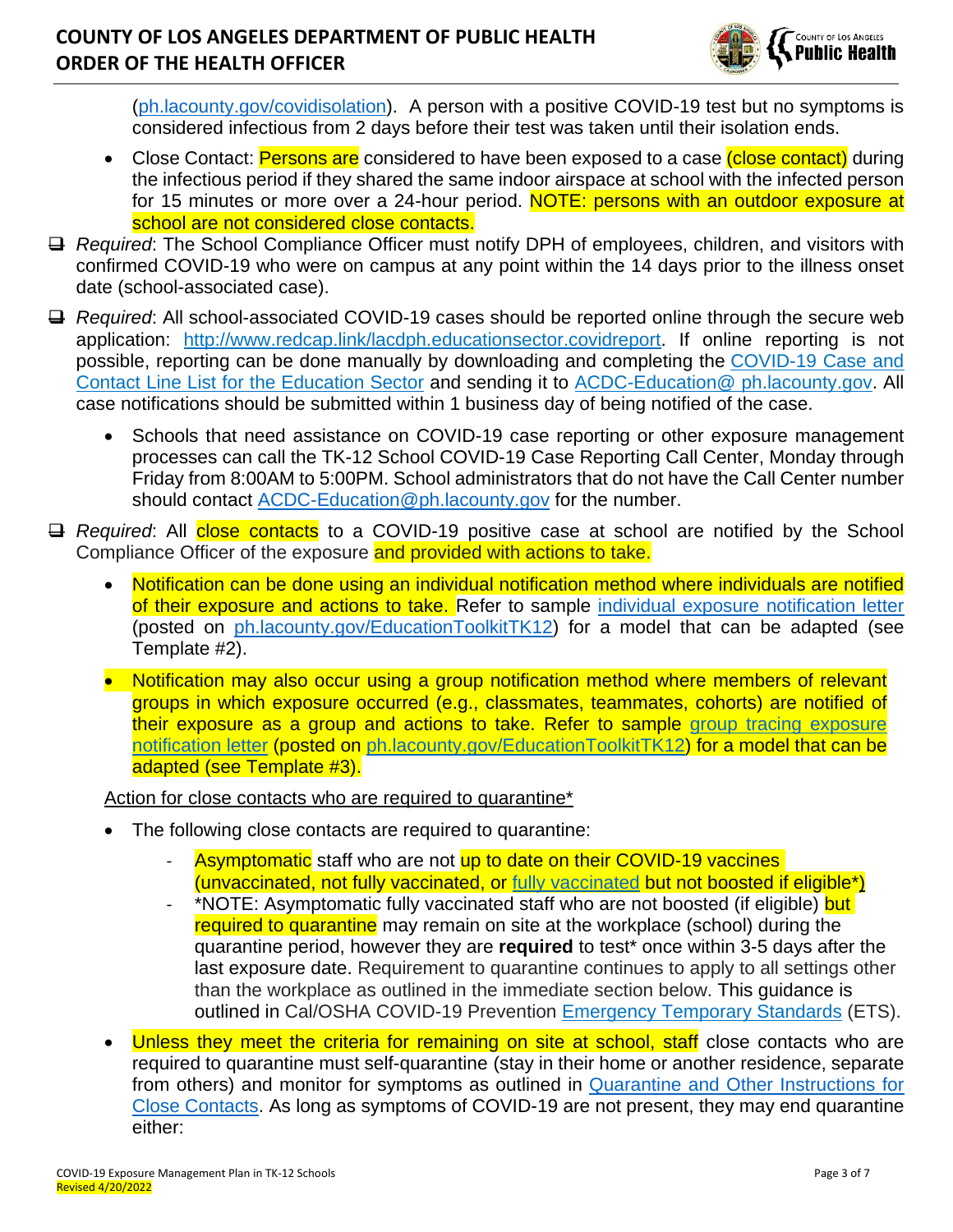(ph.lacounty.gov/covidisolation). A person with a positive COVID-19 test but no symptoms is considered infectious from 2 days before their test was taken until their isolation ends.

- Close Contact: Persons are considered to have been exposed to a case (close contact) during the infectious period if they shared the same indoor airspace at school with the infected person for 15 minutes or more over a 24-hour period. NOTE: persons with an outdoor exposure at school are not considered close contacts.

❑ *Required*: The School Compliance Officer must notify DPH of employees, children, and visitors with confirmed COVID-19 who were on campus at any point within the 14 days prior to the illness onset date (school-associated case).

❑ *Required*: All school-associated COVID-19 cases should be reported online through the secure web application: http://www.redcap.link/lacdph.educationsector.covidreport. If online reporting is not possible, reporting can be done manually by downloading and completing the COVID-19 Case and Contact Line List for the Education Sector and sending it to ACDC-Education@ ph.lacounty.gov. All case notifications should be submitted within 1 business day of being notified of the case.

- Schools that need assistance on COVID-19 case reporting or other exposure management processes can call the TK-12 School COVID-19 Case Reporting Call Center, Monday through Friday from 8:00AM to 5:00PM. School administrators that do not have the Call Center number should contact ACDC-Education@ph.lacounty.gov for the number.

❑ *Required*: All close contacts to a COVID-19 positive case at school are notified by the School Compliance Officer of the exposure and provided with actions to take.

- Notification can be done using an individual notification method where individuals are notified of their exposure and actions to take. Refer to sample individual exposure notification letter (posted on ph.lacounty.gov/EducationToolkitTK12) for a model that can be adapted (see Template #2).
- Notification may also occur using a group notification method where members of relevant groups in which exposure occurred (e.g., classmates, teammates, cohorts) are notified of their exposure as a group and actions to take. Refer to sample group tracing exposure notification letter (posted on ph.lacounty.gov/EducationToolkitTK12) for a model that can be adapted (see Template #3).

Action for close contacts who are required to quarantine*

- The following close contacts are required to quarantine:
  - Asymptomatic staff who are not up to date on their COVID-19 vaccines (unvaccinated, not fully vaccinated, or fully vaccinated but not boosted if eligible*)
  - *NOTE: Asymptomatic fully vaccinated staff who are not boosted (if eligible) but required to quarantine may remain on site at the workplace (school) during the quarantine period, however they are **required** to test* once within 3-5 days after the last exposure date. Requirement to quarantine continues to apply to all settings other than the workplace as outlined in the immediate section below. This guidance is outlined in Cal/OSHA COVID-19 Prevention Emergency Temporary Standards (ETS).
- Unless they meet the criteria for remaining on site at school, staff close contacts who are required to quarantine must self-quarantine (stay in their home or another residence, separate from others) and monitor for symptoms as outlined in Quarantine and Other Instructions for Close Contacts. As long as symptoms of COVID-19 are not present, they may end quarantine either: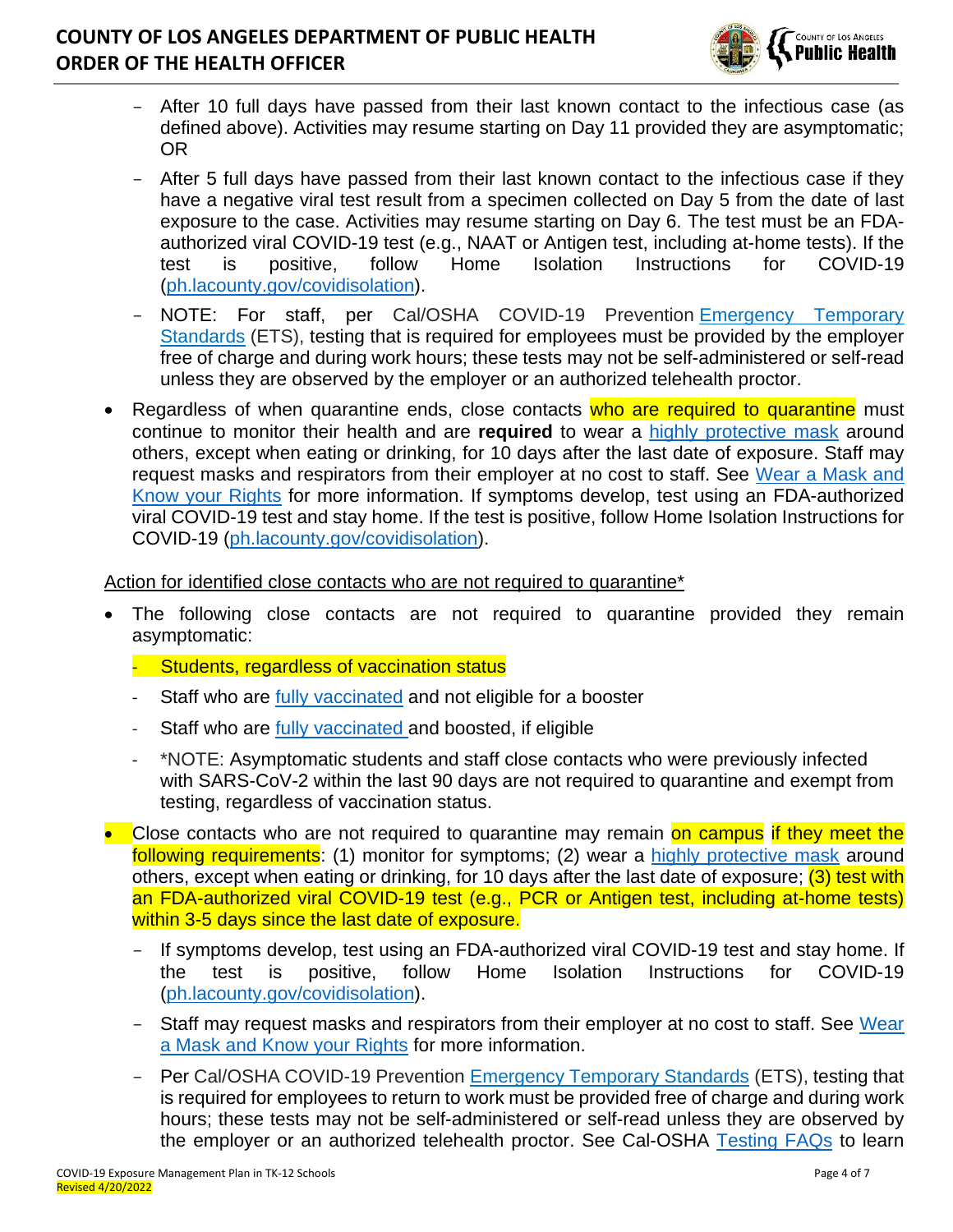- After 10 full days have passed from their last known contact to the infectious case (as defined above). Activities may resume starting on Day 11 provided they are asymptomatic; OR
- After 5 full days have passed from their last known contact to the infectious case if they have a negative viral test result from a specimen collected on Day 5 from the date of last exposure to the case. Activities may resume starting on Day 6. The test must be an FDA-authorized viral COVID-19 test (e.g., NAAT or Antigen test, including at-home tests). If the test is positive, follow Home Isolation Instructions for COVID-19 (ph.lacounty.gov/covidisolation).
- NOTE: For staff, per Cal/OSHA COVID-19 Prevention Emergency Temporary Standards (ETS), testing that is required for employees must be provided by the employer free of charge and during work hours; these tests may not be self-administered or self-read unless they are observed by the employer or an authorized telehealth proctor.

- Regardless of when quarantine ends, close contacts who are required to quarantine must continue to monitor their health and are **required** to wear a highly protective mask around others, except when eating or drinking, for 10 days after the last date of exposure. Staff may request masks and respirators from their employer at no cost to staff. See Wear a Mask and Know your Rights for more information. If symptoms develop, test using an FDA-authorized viral COVID-19 test and stay home. If the test is positive, follow Home Isolation Instructions for COVID-19 (ph.lacounty.gov/covidisolation).

Action for identified close contacts who are not required to quarantine*

- The following close contacts are not required to quarantine provided they remain asymptomatic:
  - Students, regardless of vaccination status
  - Staff who are fully vaccinated and not eligible for a booster
  - Staff who are fully vaccinated and boosted, if eligible
  - *NOTE: Asymptomatic students and staff close contacts who were previously infected with SARS-CoV-2 within the last 90 days are not required to quarantine and exempt from testing, regardless of vaccination status.
- Close contacts who are not required to quarantine may remain on campus if they meet the following requirements: (1) monitor for symptoms; (2) wear a highly protective mask around others, except when eating or drinking, for 10 days after the last date of exposure; (3) test with an FDA-authorized viral COVID-19 test (e.g., PCR or Antigen test, including at-home tests) within 3-5 days since the last date of exposure.
  - If symptoms develop, test using an FDA-authorized viral COVID-19 test and stay home. If the test is positive, follow Home Isolation Instructions for COVID-19 (ph.lacounty.gov/covidisolation).
  - Staff may request masks and respirators from their employer at no cost to staff. See Wear a Mask and Know your Rights for more information.
  - Per Cal/OSHA COVID-19 Prevention Emergency Temporary Standards (ETS), testing that is required for employees to return to work must be provided free of charge and during work hours; these tests may not be self-administered or self-read unless they are observed by the employer or an authorized telehealth proctor. See Cal-OSHA Testing FAQs to learn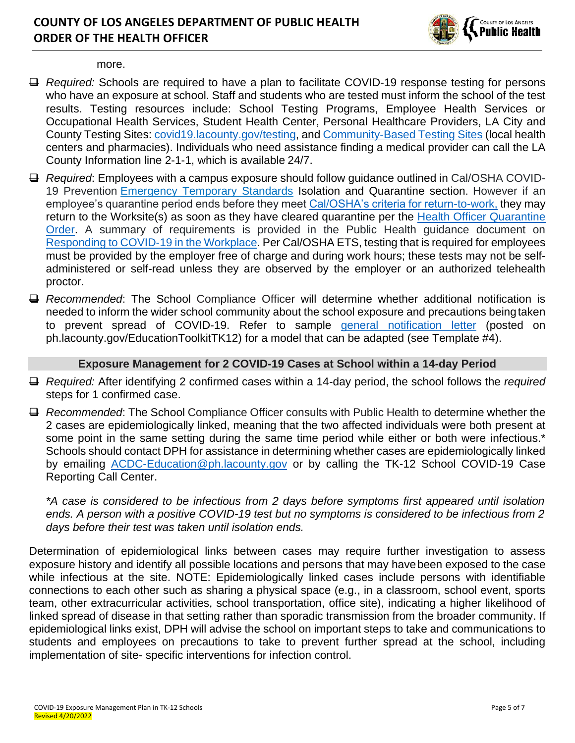more.

- *Required:* Schools are required to have a plan to facilitate COVID-19 response testing for persons who have an exposure at school. Staff and students who are tested must inform the school of the test results. Testing resources include: School Testing Programs, Employee Health Services or Occupational Health Services, Student Health Center, Personal Healthcare Providers, LA City and County Testing Sites: covid19.lacounty.gov/testing, and Community-Based Testing Sites (local health centers and pharmacies). Individuals who need assistance finding a medical provider can call the LA County Information line 2-1-1, which is available 24/7.
- *Required*: Employees with a campus exposure should follow guidance outlined in Cal/OSHA COVID-19 Prevention Emergency Temporary Standards Isolation and Quarantine section. However if an employee's quarantine period ends before they meet Cal/OSHA's criteria for return-to-work, they may return to the Worksite(s) as soon as they have cleared quarantine per the Health Officer Quarantine Order. A summary of requirements is provided in the Public Health guidance document on Responding to COVID-19 in the Workplace. Per Cal/OSHA ETS, testing that is required for employees must be provided by the employer free of charge and during work hours; these tests may not be self-administered or self-read unless they are observed by the employer or an authorized telehealth proctor.
- *Recommended*: The School Compliance Officer will determine whether additional notification is needed to inform the wider school community about the school exposure and precautions being taken to prevent spread of COVID-19. Refer to sample general notification letter (posted on ph.lacounty.gov/EducationToolkitTK12) for a model that can be adapted (see Template #4).

## Exposure Management for 2 COVID-19 Cases at School within a 14-day Period

- *Required:* After identifying 2 confirmed cases within a 14-day period, the school follows the *required* steps for 1 confirmed case.
- *Recommended*: The School Compliance Officer consults with Public Health to determine whether the 2 cases are epidemiologically linked, meaning that the two affected individuals were both present at some point in the same setting during the same time period while either or both were infectious.* Schools should contact DPH for assistance in determining whether cases are epidemiologically linked by emailing ACDC-Education@ph.lacounty.gov or by calling the TK-12 School COVID-19 Case Reporting Call Center.

  *\*A case is considered to be infectious from 2 days before symptoms first appeared until isolation ends. A person with a positive COVID-19 test but no symptoms is considered to be infectious from 2 days before their test was taken until isolation ends.*

Determination of epidemiological links between cases may require further investigation to assess exposure history and identify all possible locations and persons that may have been exposed to the case while infectious at the site. NOTE: Epidemiologically linked cases include persons with identifiable connections to each other such as sharing a physical space (e.g., in a classroom, school event, sports team, other extracurricular activities, school transportation, office site), indicating a higher likelihood of linked spread of disease in that setting rather than sporadic transmission from the broader community. If epidemiological links exist, DPH will advise the school on important steps to take and communications to students and employees on precautions to take to prevent further spread at the school, including implementation of site- specific interventions for infection control.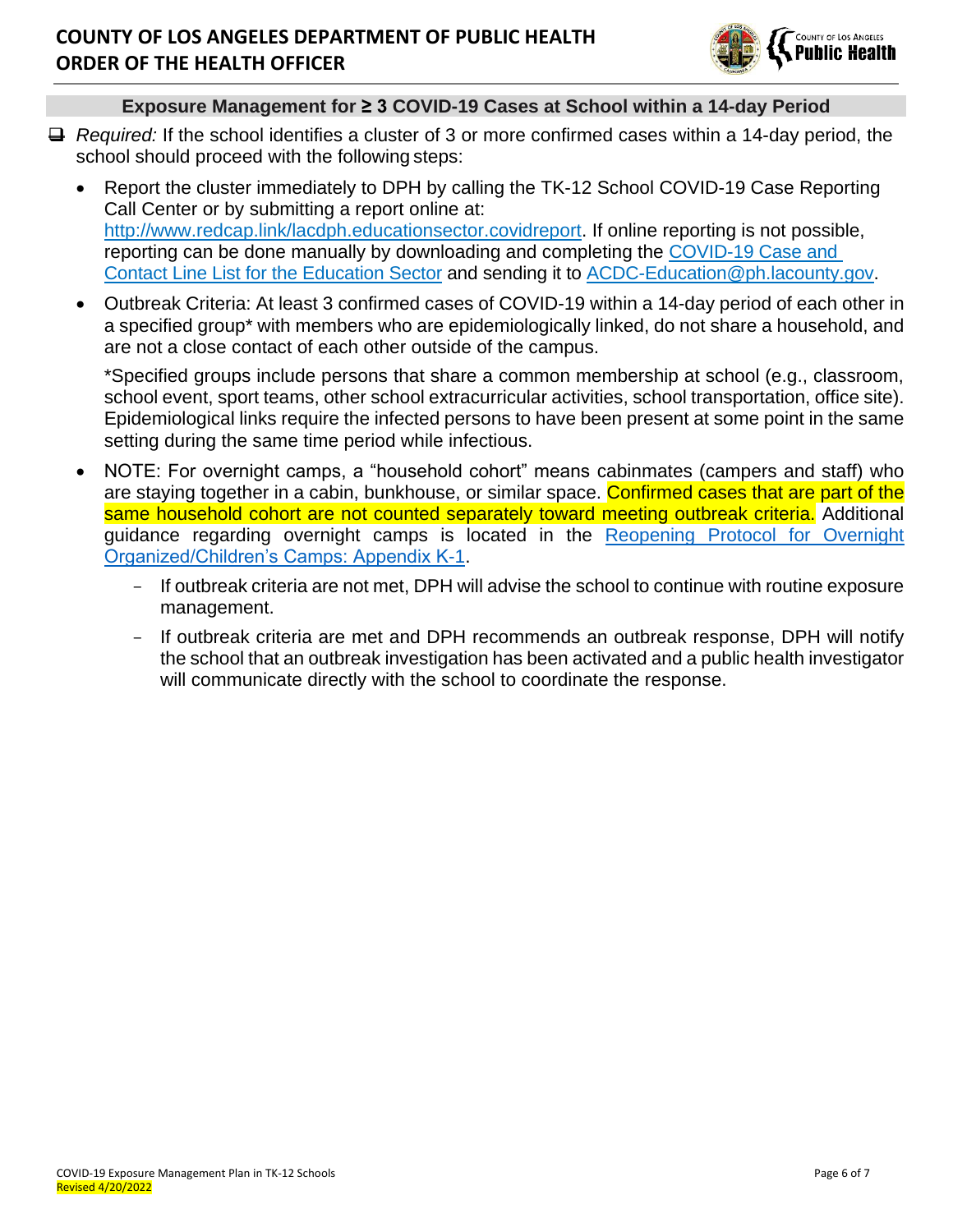## Exposure Management for ≥ 3 COVID-19 Cases at School within a 14-day Period

- ❑ *Required:* If the school identifies a cluster of 3 or more confirmed cases within a 14-day period, the school should proceed with the following steps:
  - Report the cluster immediately to DPH by calling the TK-12 School COVID-19 Case Reporting Call Center or by submitting a report online at: [http://www.redcap.link/lacdph.educationsector.covidreport](http://www.redcap.link/lacdph.educationsector.covidreport). If online reporting is not possible, reporting can be done manually by downloading and completing the [COVID-19 Case and Contact Line List for the Education Sector](#) and sending it to [ACDC-Education@ph.lacounty.gov](mailto:ACDC-Education@ph.lacounty.gov).
  - Outbreak Criteria: At least 3 confirmed cases of COVID-19 within a 14-day period of each other in a specified group* with members who are epidemiologically linked, do not share a household, and are not a close contact of each other outside of the campus.

    *Specified groups include persons that share a common membership at school (e.g., classroom, school event, sport teams, other school extracurricular activities, school transportation, office site). Epidemiological links require the infected persons to have been present at some point in the same setting during the same time period while infectious.
  - NOTE: For overnight camps, a "household cohort" means cabinmates (campers and staff) who are staying together in a cabin, bunkhouse, or similar space. Confirmed cases that are part of the same household cohort are not counted separately toward meeting outbreak criteria. Additional guidance regarding overnight camps is located in the [Reopening Protocol for Overnight Organized/Children's Camps: Appendix K-1](#).
    - If outbreak criteria are not met, DPH will advise the school to continue with routine exposure management.
    - If outbreak criteria are met and DPH recommends an outbreak response, DPH will notify the school that an outbreak investigation has been activated and a public health investigator will communicate directly with the school to coordinate the response.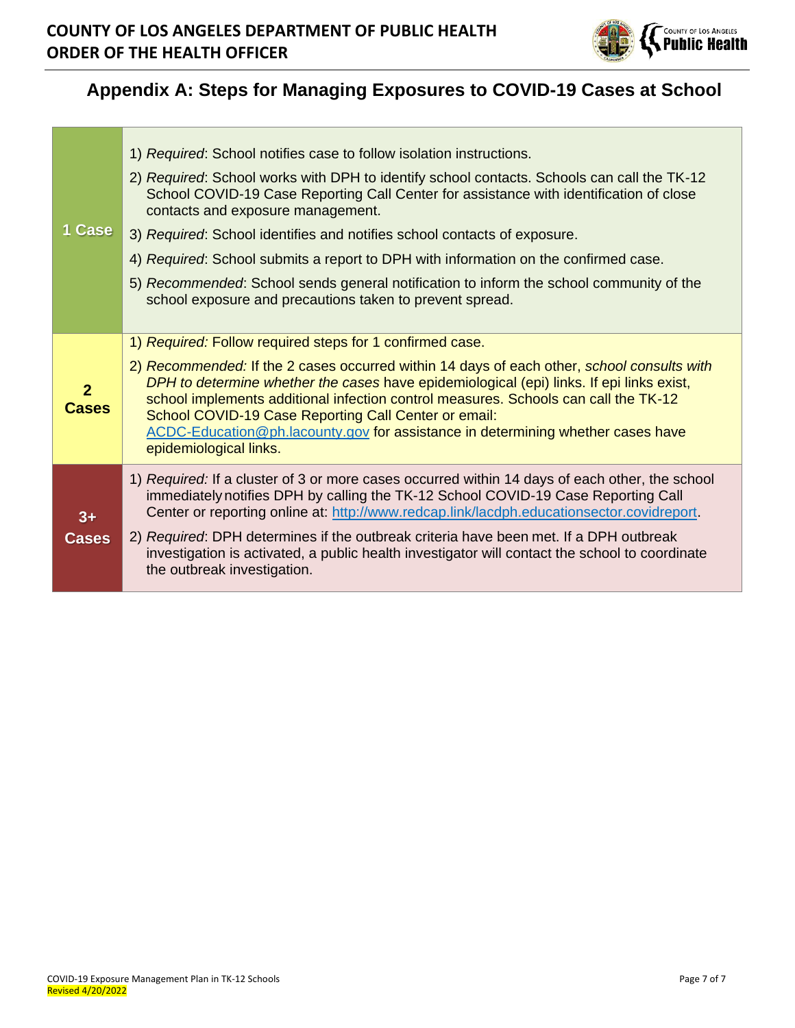## Appendix A: Steps for Managing Exposures to COVID-19 Cases at School

| | |
|---|---|
| **1 Case** | 1) *Required*: School notifies case to follow isolation instructions.<br>2) *Required*: School works with DPH to identify school contacts. Schools can call the TK-12 School COVID-19 Case Reporting Call Center for assistance with identification of close contacts and exposure management.<br>3) *Required*: School identifies and notifies school contacts of exposure.<br>4) *Required*: School submits a report to DPH with information on the confirmed case.<br>5) *Recommended*: School sends general notification to inform the school community of the school exposure and precautions taken to prevent spread. |
| **2 Cases** | 1) *Required:* Follow required steps for 1 confirmed case.<br>2) *Recommended:* If the 2 cases occurred within 14 days of each other, *school consults with DPH to determine whether the cases* have epidemiological (epi) links. If epi links exist, school implements additional infection control measures. Schools can call the TK-12 School COVID-19 Case Reporting Call Center or email: [ACDC-Education@ph.lacounty.gov](mailto:ACDC-Education@ph.lacounty.gov) for assistance in determining whether cases have epidemiological links. |
| **3+ Cases** | 1) *Required:* If a cluster of 3 or more cases occurred within 14 days of each other, the school immediately notifies DPH by calling the TK-12 School COVID-19 Case Reporting Call Center or reporting online at: [http://www.redcap.link/lacdph.educationsector.covidreport](http://www.redcap.link/lacdph.educationsector.covidreport).<br>2) *Required*: DPH determines if the outbreak criteria have been met. If a DPH outbreak investigation is activated, a public health investigator will contact the school to coordinate the outbreak investigation. |